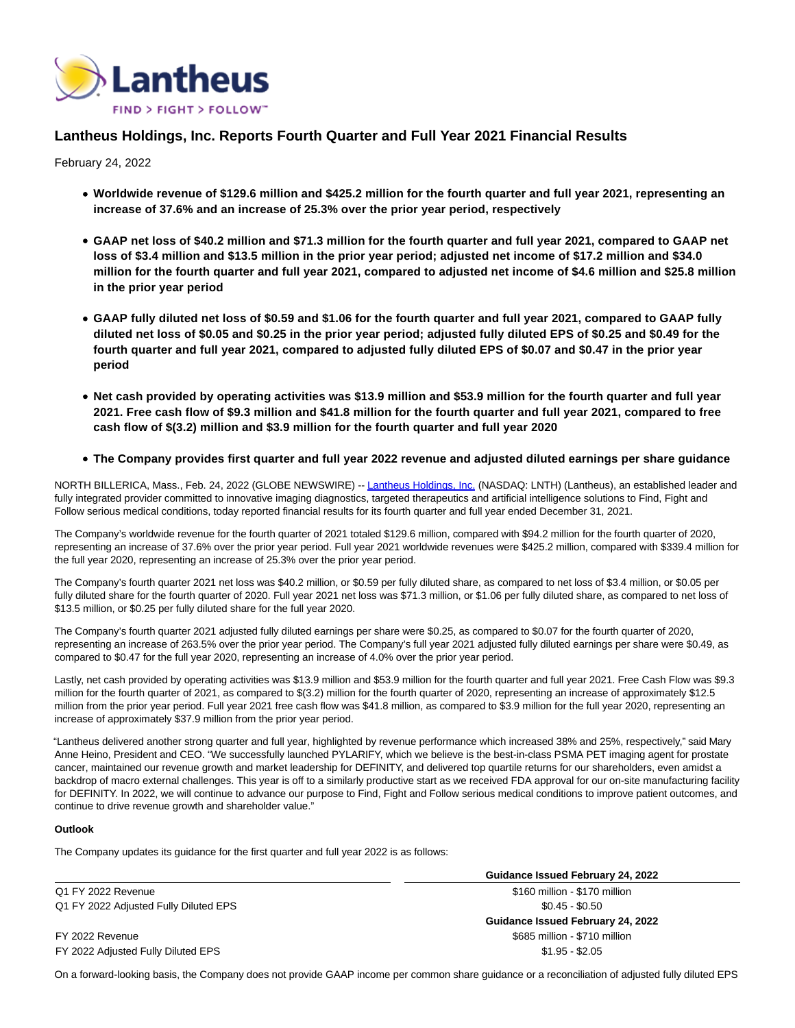# Lantheus Holdings, Inc. Reports Fourth Quarter and Full Year 2021 Financial Results

February 24, 2022

- **Worldwide revenue of $129.6 million and $425.2 million for the fourth quarter and full year 2021, representing an increase of 37.6% and an increase of 25.3% over the prior year period, respectively**
- **GAAP net loss of $40.2 million and $71.3 million for the fourth quarter and full year 2021, compared to GAAP net loss of $3.4 million and $13.5 million in the prior year period; adjusted net income of $17.2 million and $34.0 million for the fourth quarter and full year 2021, compared to adjusted net income of $4.6 million and $25.8 million in the prior year period**
- **GAAP fully diluted net loss of $0.59 and $1.06 for the fourth quarter and full year 2021, compared to GAAP fully diluted net loss of $0.05 and $0.25 in the prior year period; adjusted fully diluted EPS of $0.25 and $0.49 for the fourth quarter and full year 2021, compared to adjusted fully diluted EPS of $0.07 and $0.47 in the prior year period**
- **Net cash provided by operating activities was $13.9 million and $53.9 million for the fourth quarter and full year 2021. Free cash flow of $9.3 million and $41.8 million for the fourth quarter and full year 2021, compared to free cash flow of $(3.2) million and $3.9 million for the fourth quarter and full year 2020**
- **The Company provides first quarter and full year 2022 revenue and adjusted diluted earnings per share guidance**

NORTH BILLERICA, Mass., Feb. 24, 2022 (GLOBE NEWSWIRE) -- Lantheus Holdings, Inc. (NASDAQ: LNTH) (Lantheus), an established leader and fully integrated provider committed to innovative imaging diagnostics, targeted therapeutics and artificial intelligence solutions to Find, Fight and Follow serious medical conditions, today reported financial results for its fourth quarter and full year ended December 31, 2021.

The Company's worldwide revenue for the fourth quarter of 2021 totaled $129.6 million, compared with $94.2 million for the fourth quarter of 2020, representing an increase of 37.6% over the prior year period. Full year 2021 worldwide revenues were $425.2 million, compared with $339.4 million for the full year 2020, representing an increase of 25.3% over the prior year period.

The Company's fourth quarter 2021 net loss was $40.2 million, or $0.59 per fully diluted share, as compared to net loss of $3.4 million, or $0.05 per fully diluted share for the fourth quarter of 2020. Full year 2021 net loss was $71.3 million, or $1.06 per fully diluted share, as compared to net loss of $13.5 million, or $0.25 per fully diluted share for the full year 2020.

The Company's fourth quarter 2021 adjusted fully diluted earnings per share were $0.25, as compared to $0.07 for the fourth quarter of 2020, representing an increase of 263.5% over the prior year period. The Company's full year 2021 adjusted fully diluted earnings per share were $0.49, as compared to $0.47 for the full year 2020, representing an increase of 4.0% over the prior year period.

Lastly, net cash provided by operating activities was $13.9 million and $53.9 million for the fourth quarter and full year 2021. Free Cash Flow was $9.3 million for the fourth quarter of 2021, as compared to $(3.2) million for the fourth quarter of 2020, representing an increase of approximately $12.5 million from the prior year period. Full year 2021 free cash flow was $41.8 million, as compared to $3.9 million for the full year 2020, representing an increase of approximately $37.9 million from the prior year period.

"Lantheus delivered another strong quarter and full year, highlighted by revenue performance which increased 38% and 25%, respectively," said Mary Anne Heino, President and CEO. "We successfully launched PYLARIFY, which we believe is the best-in-class PSMA PET imaging agent for prostate cancer, maintained our revenue growth and market leadership for DEFINITY, and delivered top quartile returns for our shareholders, even amidst a backdrop of macro external challenges. This year is off to a similarly productive start as we received FDA approval for our on-site manufacturing facility for DEFINITY. In 2022, we will continue to advance our purpose to Find, Fight and Follow serious medical conditions to improve patient outcomes, and continue to drive revenue growth and shareholder value."

**Outlook**

The Company updates its guidance for the first quarter and full year 2022 is as follows:

| | **Guidance Issued February 24, 2022** |
|---|---|
| Q1 FY 2022 Revenue | $160 million - $170 million |
| Q1 FY 2022 Adjusted Fully Diluted EPS | $0.45 - $0.50 |
| | **Guidance Issued February 24, 2022** |
| FY 2022 Revenue | $685 million - $710 million |
| FY 2022 Adjusted Fully Diluted EPS | $1.95 - $2.05 |

On a forward-looking basis, the Company does not provide GAAP income per common share guidance or a reconciliation of adjusted fully diluted EPS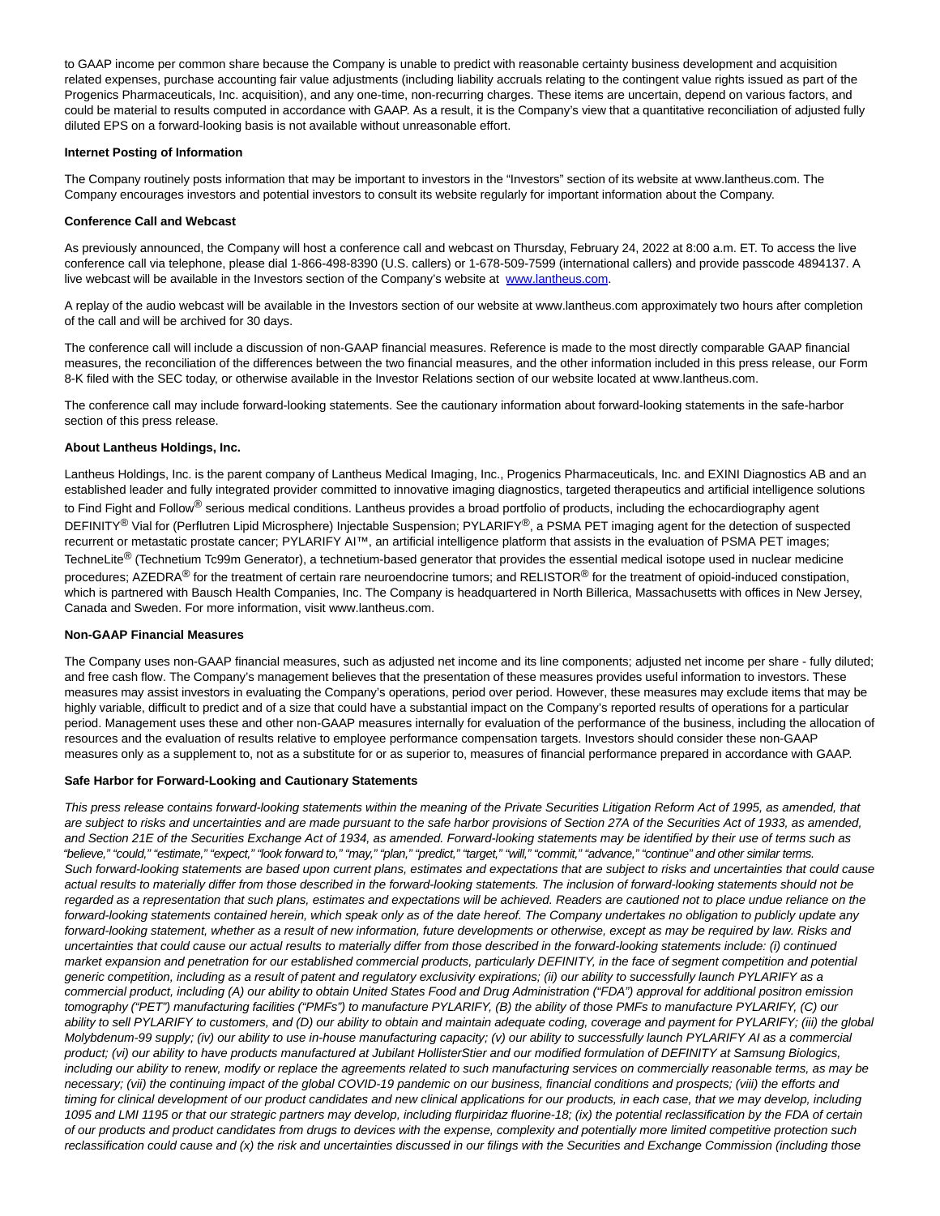to GAAP income per common share because the Company is unable to predict with reasonable certainty business development and acquisition related expenses, purchase accounting fair value adjustments (including liability accruals relating to the contingent value rights issued as part of the Progenics Pharmaceuticals, Inc. acquisition), and any one-time, non-recurring charges. These items are uncertain, depend on various factors, and could be material to results computed in accordance with GAAP. As a result, it is the Company's view that a quantitative reconciliation of adjusted fully diluted EPS on a forward-looking basis is not available without unreasonable effort.

**Internet Posting of Information**

The Company routinely posts information that may be important to investors in the "Investors" section of its website at www.lantheus.com. The Company encourages investors and potential investors to consult its website regularly for important information about the Company.

**Conference Call and Webcast**

As previously announced, the Company will host a conference call and webcast on Thursday, February 24, 2022 at 8:00 a.m. ET. To access the live conference call via telephone, please dial 1-866-498-8390 (U.S. callers) or 1-678-509-7599 (international callers) and provide passcode 4894137. A live webcast will be available in the Investors section of the Company's website at [www.lantheus.com](www.lantheus.com).

A replay of the audio webcast will be available in the Investors section of our website at www.lantheus.com approximately two hours after completion of the call and will be archived for 30 days.

The conference call will include a discussion of non-GAAP financial measures. Reference is made to the most directly comparable GAAP financial measures, the reconciliation of the differences between the two financial measures, and the other information included in this press release, our Form 8-K filed with the SEC today, or otherwise available in the Investor Relations section of our website located at www.lantheus.com.

The conference call may include forward-looking statements. See the cautionary information about forward-looking statements in the safe-harbor section of this press release.

**About Lantheus Holdings, Inc.**

Lantheus Holdings, Inc. is the parent company of Lantheus Medical Imaging, Inc., Progenics Pharmaceuticals, Inc. and EXINI Diagnostics AB and an established leader and fully integrated provider committed to innovative imaging diagnostics, targeted therapeutics and artificial intelligence solutions to Find Fight and Follow® serious medical conditions. Lantheus provides a broad portfolio of products, including the echocardiography agent DEFINITY® Vial for (Perflutren Lipid Microsphere) Injectable Suspension; PYLARIFY®, a PSMA PET imaging agent for the detection of suspected recurrent or metastatic prostate cancer; PYLARIFY AI™, an artificial intelligence platform that assists in the evaluation of PSMA PET images; TechneLite® (Technetium Tc99m Generator), a technetium-based generator that provides the essential medical isotope used in nuclear medicine procedures; AZEDRA® for the treatment of certain rare neuroendocrine tumors; and RELISTOR® for the treatment of opioid-induced constipation, which is partnered with Bausch Health Companies, Inc. The Company is headquartered in North Billerica, Massachusetts with offices in New Jersey, Canada and Sweden. For more information, visit www.lantheus.com.

**Non-GAAP Financial Measures**

The Company uses non-GAAP financial measures, such as adjusted net income and its line components; adjusted net income per share - fully diluted; and free cash flow. The Company's management believes that the presentation of these measures provides useful information to investors. These measures may assist investors in evaluating the Company's operations, period over period. However, these measures may exclude items that may be highly variable, difficult to predict and of a size that could have a substantial impact on the Company's reported results of operations for a particular period. Management uses these and other non-GAAP measures internally for evaluation of the performance of the business, including the allocation of resources and the evaluation of results relative to employee performance compensation targets. Investors should consider these non-GAAP measures only as a supplement to, not as a substitute for or as superior to, measures of financial performance prepared in accordance with GAAP.

**Safe Harbor for Forward-Looking and Cautionary Statements**

*This press release contains forward-looking statements within the meaning of the Private Securities Litigation Reform Act of 1995, as amended, that are subject to risks and uncertainties and are made pursuant to the safe harbor provisions of Section 27A of the Securities Act of 1933, as amended, and Section 21E of the Securities Exchange Act of 1934, as amended. Forward-looking statements may be identified by their use of terms such as "believe," "could," "estimate," "expect," "look forward to," "may," "plan," "predict," "target," "will," "commit," "advance," "continue" and other similar terms. Such forward-looking statements are based upon current plans, estimates and expectations that are subject to risks and uncertainties that could cause actual results to materially differ from those described in the forward-looking statements. The inclusion of forward-looking statements should not be regarded as a representation that such plans, estimates and expectations will be achieved. Readers are cautioned not to place undue reliance on the forward-looking statements contained herein, which speak only as of the date hereof. The Company undertakes no obligation to publicly update any forward-looking statement, whether as a result of new information, future developments or otherwise, except as may be required by law. Risks and uncertainties that could cause our actual results to materially differ from those described in the forward-looking statements include: (i) continued market expansion and penetration for our established commercial products, particularly DEFINITY, in the face of segment competition and potential generic competition, including as a result of patent and regulatory exclusivity expirations; (ii) our ability to successfully launch PYLARIFY as a commercial product, including (A) our ability to obtain United States Food and Drug Administration ("FDA") approval for additional positron emission tomography ("PET") manufacturing facilities ("PMFs") to manufacture PYLARIFY, (B) the ability of those PMFs to manufacture PYLARIFY, (C) our ability to sell PYLARIFY to customers, and (D) our ability to obtain and maintain adequate coding, coverage and payment for PYLARIFY; (iii) the global Molybdenum-99 supply; (iv) our ability to use in-house manufacturing capacity; (v) our ability to successfully launch PYLARIFY AI as a commercial product; (vi) our ability to have products manufactured at Jubilant HollisterStier and our modified formulation of DEFINITY at Samsung Biologics, including our ability to renew, modify or replace the agreements related to such manufacturing services on commercially reasonable terms, as may be necessary; (vii) the continuing impact of the global COVID-19 pandemic on our business, financial conditions and prospects; (viii) the efforts and timing for clinical development of our product candidates and new clinical applications for our products, in each case, that we may develop, including 1095 and LMI 1195 or that our strategic partners may develop, including flurpiridaz fluorine-18; (ix) the potential reclassification by the FDA of certain of our products and product candidates from drugs to devices with the expense, complexity and potentially more limited competitive protection such reclassification could cause and (x) the risk and uncertainties discussed in our filings with the Securities and Exchange Commission (including those*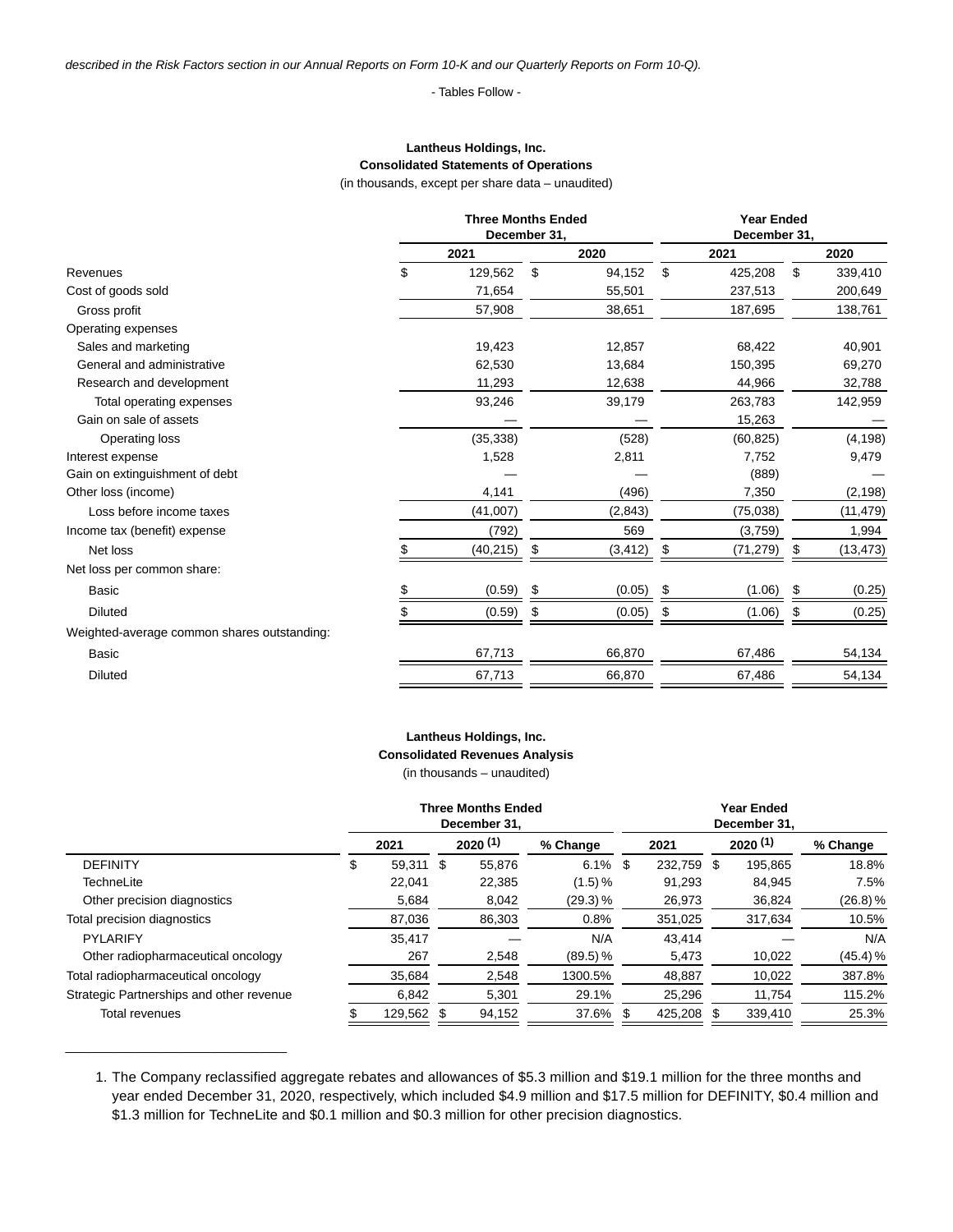*described in the Risk Factors section in our Annual Reports on Form 10-K and our Quarterly Reports on Form 10-Q).*

- Tables Follow -

**Lantheus Holdings, Inc.**
**Consolidated Statements of Operations**
(in thousands, except per share data – unaudited)

| | Three Months Ended December 31, | | Year Ended December 31, | |
|---|---|---|---|---|
| | 2021 | 2020 | 2021 | 2020 |
| Revenues | $ 129,562 | $ 94,152 | $ 425,208 | $ 339,410 |
| Cost of goods sold | 71,654 | 55,501 | 237,513 | 200,649 |
| Gross profit | 57,908 | 38,651 | 187,695 | 138,761 |
| Operating expenses | | | | |
| Sales and marketing | 19,423 | 12,857 | 68,422 | 40,901 |
| General and administrative | 62,530 | 13,684 | 150,395 | 69,270 |
| Research and development | 11,293 | 12,638 | 44,966 | 32,788 |
| Total operating expenses | 93,246 | 39,179 | 263,783 | 142,959 |
| Gain on sale of assets | — | — | 15,263 | — |
| Operating loss | (35,338) | (528) | (60,825) | (4,198) |
| Interest expense | 1,528 | 2,811 | 7,752 | 9,479 |
| Gain on extinguishment of debt | — | — | (889) | — |
| Other loss (income) | 4,141 | (496) | 7,350 | (2,198) |
| Loss before income taxes | (41,007) | (2,843) | (75,038) | (11,479) |
| Income tax (benefit) expense | (792) | 569 | (3,759) | 1,994 |
| Net loss | $ (40,215) | $ (3,412) | $ (71,279) | $ (13,473) |
| Net loss per common share: | | | | |
| Basic | $ (0.59) | $ (0.05) | $ (1.06) | $ (0.25) |
| Diluted | $ (0.59) | $ (0.05) | $ (1.06) | $ (0.25) |
| Weighted-average common shares outstanding: | | | | |
| Basic | 67,713 | 66,870 | 67,486 | 54,134 |
| Diluted | 67,713 | 66,870 | 67,486 | 54,134 |

**Lantheus Holdings, Inc.**
**Consolidated Revenues Analysis**
(in thousands – unaudited)

| | Three Months Ended December 31, | | | Year Ended December 31, | | |
|---|---|---|---|---|---|---|
| | 2021 | 2020 (1) | % Change | 2021 | 2020 (1) | % Change |
| DEFINITY | $ 59,311 | $ 55,876 | 6.1% | $ 232,759 | $ 195,865 | 18.8% |
| TechneLite | 22,041 | 22,385 | (1.5)% | 91,293 | 84,945 | 7.5% |
| Other precision diagnostics | 5,684 | 8,042 | (29.3)% | 26,973 | 36,824 | (26.8)% |
| Total precision diagnostics | 87,036 | 86,303 | 0.8% | 351,025 | 317,634 | 10.5% |
| PYLARIFY | 35,417 | — | N/A | 43,414 | — | N/A |
| Other radiopharmaceutical oncology | 267 | 2,548 | (89.5)% | 5,473 | 10,022 | (45.4)% |
| Total radiopharmaceutical oncology | 35,684 | 2,548 | 1300.5% | 48,887 | 10,022 | 387.8% |
| Strategic Partnerships and other revenue | 6,842 | 5,301 | 29.1% | 25,296 | 11,754 | 115.2% |
| Total revenues | $ 129,562 | $ 94,152 | 37.6% | $ 425,208 | $ 339,410 | 25.3% |

1. The Company reclassified aggregate rebates and allowances of $5.3 million and $19.1 million for the three months and year ended December 31, 2020, respectively, which included $4.9 million and $17.5 million for DEFINITY, $0.4 million and $1.3 million for TechneLite and $0.1 million and $0.3 million for other precision diagnostics.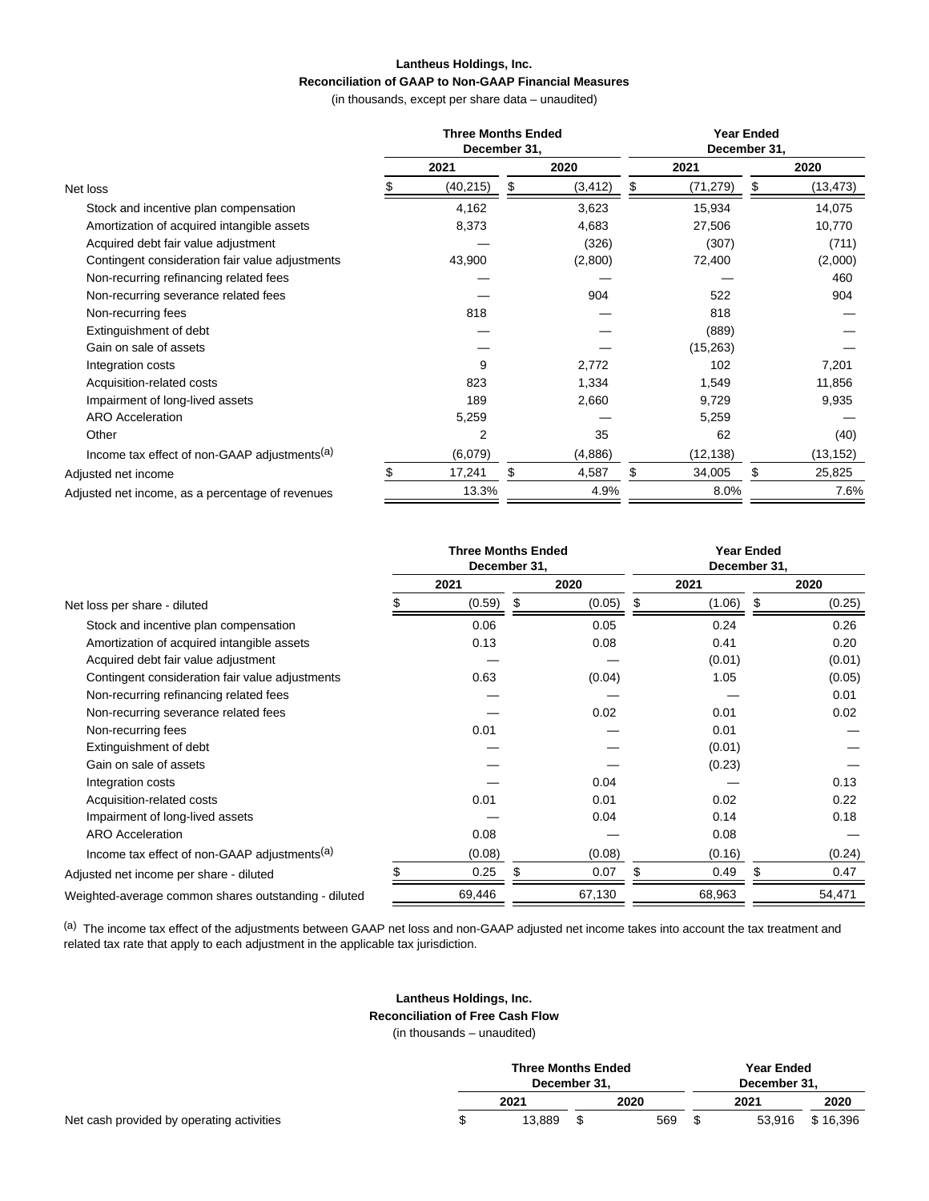**Lantheus Holdings, Inc.**
**Reconciliation of GAAP to Non-GAAP Financial Measures**
(in thousands, except per share data – unaudited)

| | Three Months Ended December 31, | | Year Ended December 31, | |
|---|---|---|---|---|
| | 2021 | 2020 | 2021 | 2020 |
| Net loss | $ (40,215) | $ (3,412) | $ (71,279) | $ (13,473) |
| Stock and incentive plan compensation | 4,162 | 3,623 | 15,934 | 14,075 |
| Amortization of acquired intangible assets | 8,373 | 4,683 | 27,506 | 10,770 |
| Acquired debt fair value adjustment | — | (326) | (307) | (711) |
| Contingent consideration fair value adjustments | 43,900 | (2,800) | 72,400 | (2,000) |
| Non-recurring refinancing related fees | — | — | — | 460 |
| Non-recurring severance related fees | — | 904 | 522 | 904 |
| Non-recurring fees | 818 | — | 818 | — |
| Extinguishment of debt | — | — | (889) | — |
| Gain on sale of assets | — | — | (15,263) | — |
| Integration costs | 9 | 2,772 | 102 | 7,201 |
| Acquisition-related costs | 823 | 1,334 | 1,549 | 11,856 |
| Impairment of long-lived assets | 189 | 2,660 | 9,729 | 9,935 |
| ARO Acceleration | 5,259 | — | 5,259 | — |
| Other | 2 | 35 | 62 | (40) |
| Income tax effect of non-GAAP adjustments[(a)] | (6,079) | (4,886) | (12,138) | (13,152) |
| Adjusted net income | $ 17,241 | $ 4,587 | $ 34,005 | $ 25,825 |
| Adjusted net income, as a percentage of revenues | 13.3% | 4.9% | 8.0% | 7.6% |

| | Three Months Ended December 31, | | Year Ended December 31, | |
|---|---|---|---|---|
| | 2021 | 2020 | 2021 | 2020 |
| Net loss per share - diluted | $ (0.59) | $ (0.05) | $ (1.06) | $ (0.25) |
| Stock and incentive plan compensation | 0.06 | 0.05 | 0.24 | 0.26 |
| Amortization of acquired intangible assets | 0.13 | 0.08 | 0.41 | 0.20 |
| Acquired debt fair value adjustment | — | — | (0.01) | (0.01) |
| Contingent consideration fair value adjustments | 0.63 | (0.04) | 1.05 | (0.05) |
| Non-recurring refinancing related fees | — | — | — | 0.01 |
| Non-recurring severance related fees | — | 0.02 | 0.01 | 0.02 |
| Non-recurring fees | 0.01 | — | 0.01 | — |
| Extinguishment of debt | — | — | (0.01) | — |
| Gain on sale of assets | — | — | (0.23) | — |
| Integration costs | — | 0.04 | — | 0.13 |
| Acquisition-related costs | 0.01 | 0.01 | 0.02 | 0.22 |
| Impairment of long-lived assets | — | 0.04 | 0.14 | 0.18 |
| ARO Acceleration | 0.08 | — | 0.08 | — |
| Income tax effect of non-GAAP adjustments[(a)] | (0.08) | (0.08) | (0.16) | (0.24) |
| Adjusted net income per share - diluted | $ 0.25 | $ 0.07 | $ 0.49 | $ 0.47 |
| Weighted-average common shares outstanding - diluted | 69,446 | 67,130 | 68,963 | 54,471 |

[(a)] The income tax effect of the adjustments between GAAP net loss and non-GAAP adjusted net income takes into account the tax treatment and related tax rate that apply to each adjustment in the applicable tax jurisdiction.

**Lantheus Holdings, Inc.**
**Reconciliation of Free Cash Flow**
(in thousands – unaudited)

| | Three Months Ended December 31, | | Year Ended December 31, | |
|---|---|---|---|---|
| | 2021 | 2020 | 2021 | 2020 |
| Net cash provided by operating activities | $ 13,889 | $ 569 | $ 53,916 | $ 16,396 |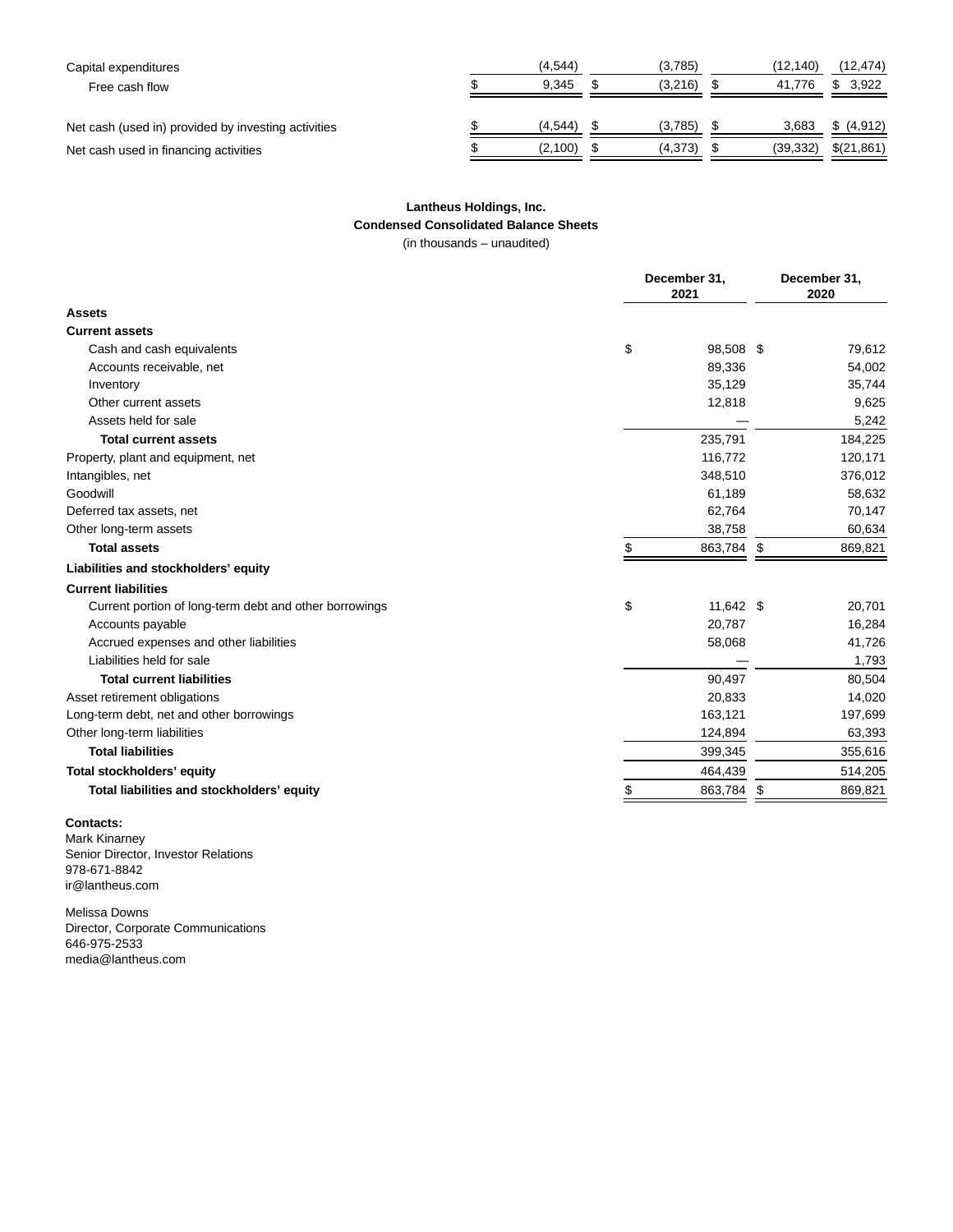| | | | | |
|---|---|---|---|---|
| Capital expenditures | (4,544) | (3,785) | (12,140) | (12,474) |
| Free cash flow | $ 9,345 | $ (3,216) | $ 41,776 | $ 3,922 |
| Net cash (used in) provided by investing activities | $ (4,544) | $ (3,785) | $ 3,683 | $ (4,912) |
| Net cash used in financing activities | $ (2,100) | $ (4,373) | $ (39,332) | $(21,861) |

**Lantheus Holdings, Inc.**
**Condensed Consolidated Balance Sheets**
(in thousands – unaudited)

| | December 31, 2021 | December 31, 2020 |
|---|---|---|
| **Assets** | | |
| **Current assets** | | |
| Cash and cash equivalents | $ 98,508 | $ 79,612 |
| Accounts receivable, net | 89,336 | 54,002 |
| Inventory | 35,129 | 35,744 |
| Other current assets | 12,818 | 9,625 |
| Assets held for sale | — | 5,242 |
| **Total current assets** | 235,791 | 184,225 |
| Property, plant and equipment, net | 116,772 | 120,171 |
| Intangibles, net | 348,510 | 376,012 |
| Goodwill | 61,189 | 58,632 |
| Deferred tax assets, net | 62,764 | 70,147 |
| Other long-term assets | 38,758 | 60,634 |
| **Total assets** | $ 863,784 | $ 869,821 |
| **Liabilities and stockholders' equity** | | |
| **Current liabilities** | | |
| Current portion of long-term debt and other borrowings | $ 11,642 | $ 20,701 |
| Accounts payable | 20,787 | 16,284 |
| Accrued expenses and other liabilities | 58,068 | 41,726 |
| Liabilities held for sale | — | 1,793 |
| **Total current liabilities** | 90,497 | 80,504 |
| Asset retirement obligations | 20,833 | 14,020 |
| Long-term debt, net and other borrowings | 163,121 | 197,699 |
| Other long-term liabilities | 124,894 | 63,393 |
| **Total liabilities** | 399,345 | 355,616 |
| **Total stockholders' equity** | 464,439 | 514,205 |
| **Total liabilities and stockholders' equity** | $ 863,784 | $ 869,821 |

**Contacts:**
Mark Kinarney
Senior Director, Investor Relations
978-671-8842
ir@lantheus.com

Melissa Downs
Director, Corporate Communications
646-975-2533
media@lantheus.com